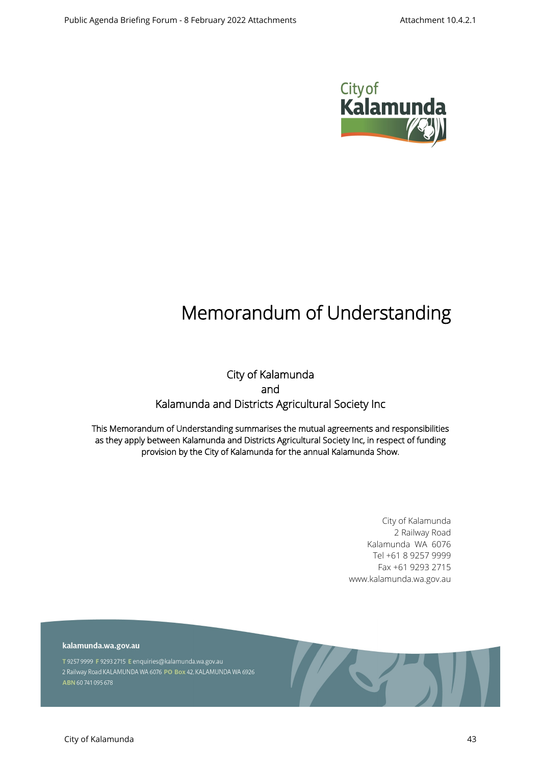# Memorandum of Understanding

City of Kalamunda
and
Kalamunda and Districts Agricultural Society Inc

This Memorandum of Understanding summarises the mutual agreements and responsibilities as they apply between Kalamunda and Districts Agricultural Society Inc, in respect of funding provision by the City of Kalamunda for the annual Kalamunda Show.

City of Kalamunda
2 Railway Road
Kalamunda WA 6076
Tel +61 8 9257 9999
Fax +61 9293 2715
www.kalamunda.wa.gov.au

**kalamunda.wa.gov.au**

T 9257 9999 F 9293 2715 E enquiries@kalamunda.wa.gov.au
2 Railway Road KALAMUNDA WA 6076 PO Box 42, KALAMUNDA WA 6926
ABN 60 741 095 678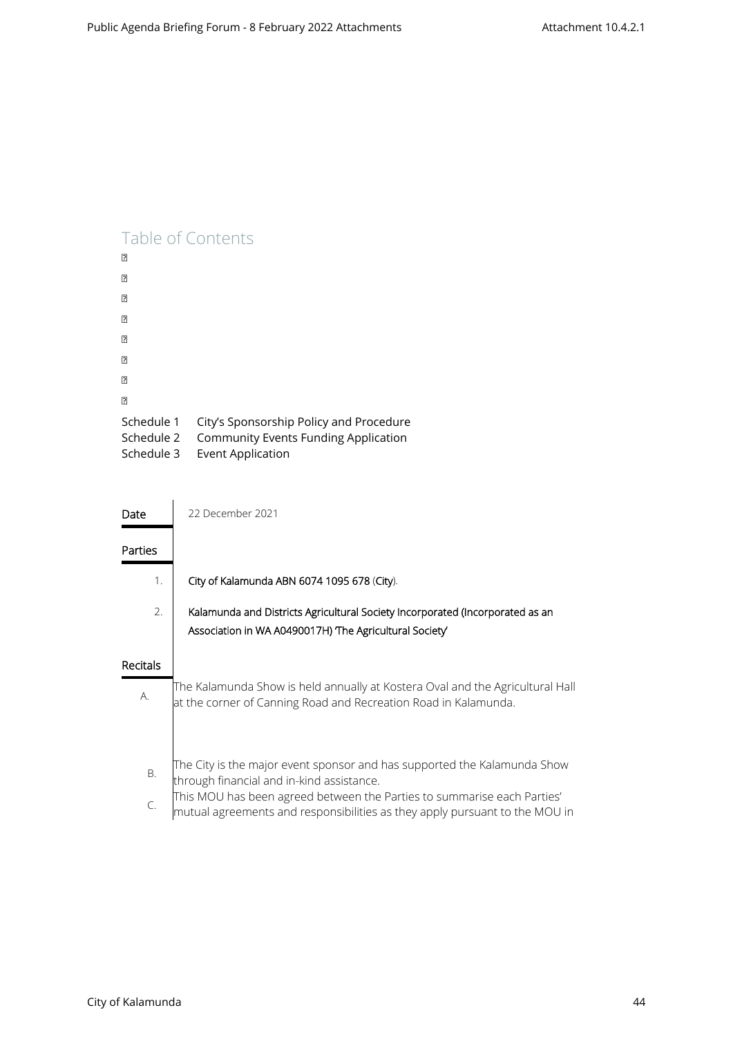## Table of Contents

Schedule 1 City's Sponsorship Policy and Procedure
Schedule 2 Community Events Funding Application
Schedule 3 Event Application

| Date | 22 December 2021 |
| --- | --- |

**Parties**

1. **City of Kalamunda ABN 6074 1095 678** (**City**).
2. **Kalamunda and Districts Agricultural Society Incorporated (Incorporated as an Association in WA A0490017H) 'The Agricultural Society'**

**Recitals**

A. The Kalamunda Show is held annually at Kostera Oval and the Agricultural Hall at the corner of Canning Road and Recreation Road in Kalamunda.

B. The City is the major event sponsor and has supported the Kalamunda Show through financial and in-kind assistance.

C. This MOU has been agreed between the Parties to summarise each Parties' mutual agreements and responsibilities as they apply pursuant to the MOU in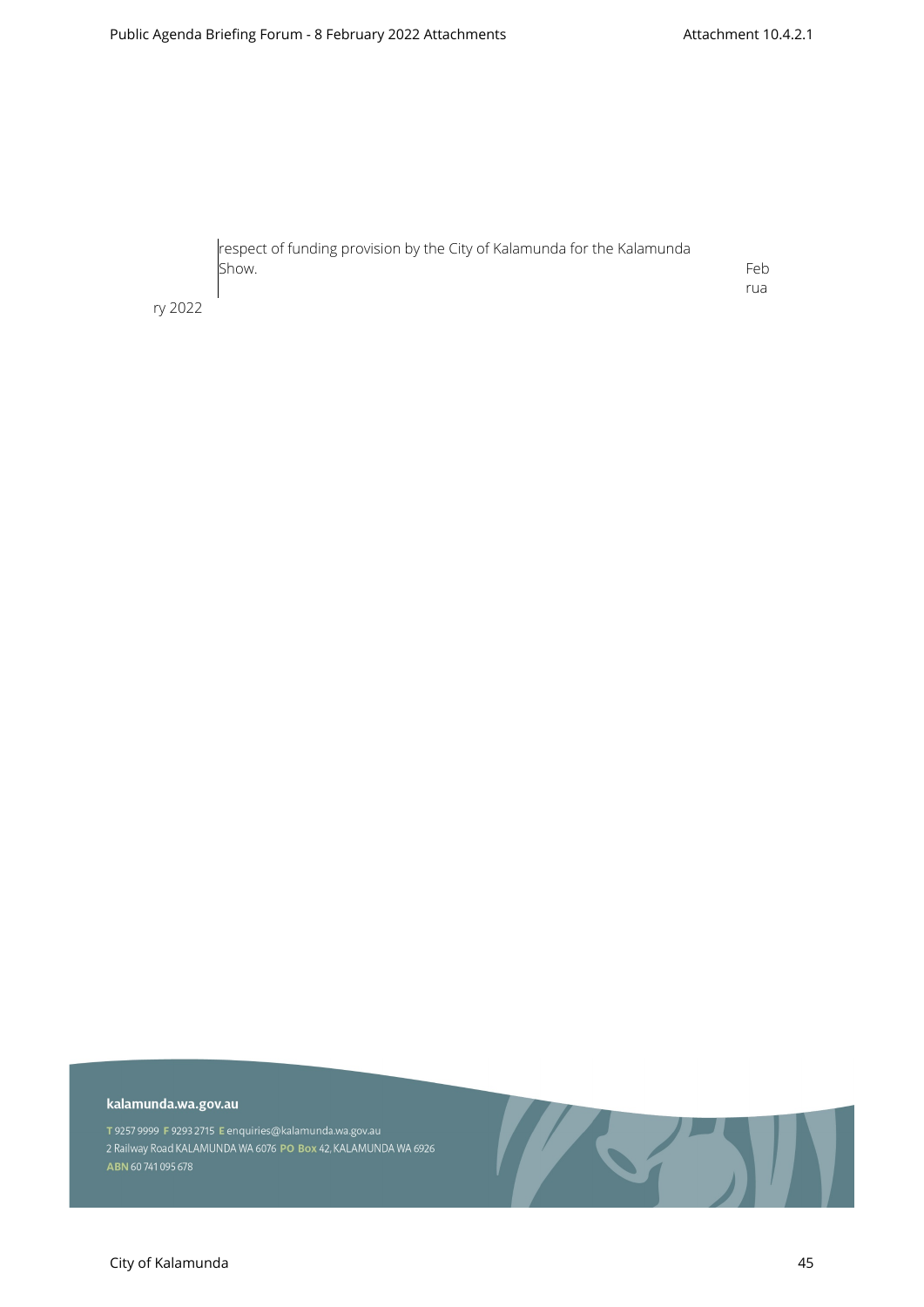respect of funding provision by the City of Kalamunda for the Kalamunda Show.

February 2022

**kalamunda.wa.gov.au**

T 9257 9999 F 9293 2715 E enquiries@kalamunda.wa.gov.au
2 Railway Road KALAMUNDA WA 6076 PO Box 42, KALAMUNDA WA 6926
ABN 60 741 095 678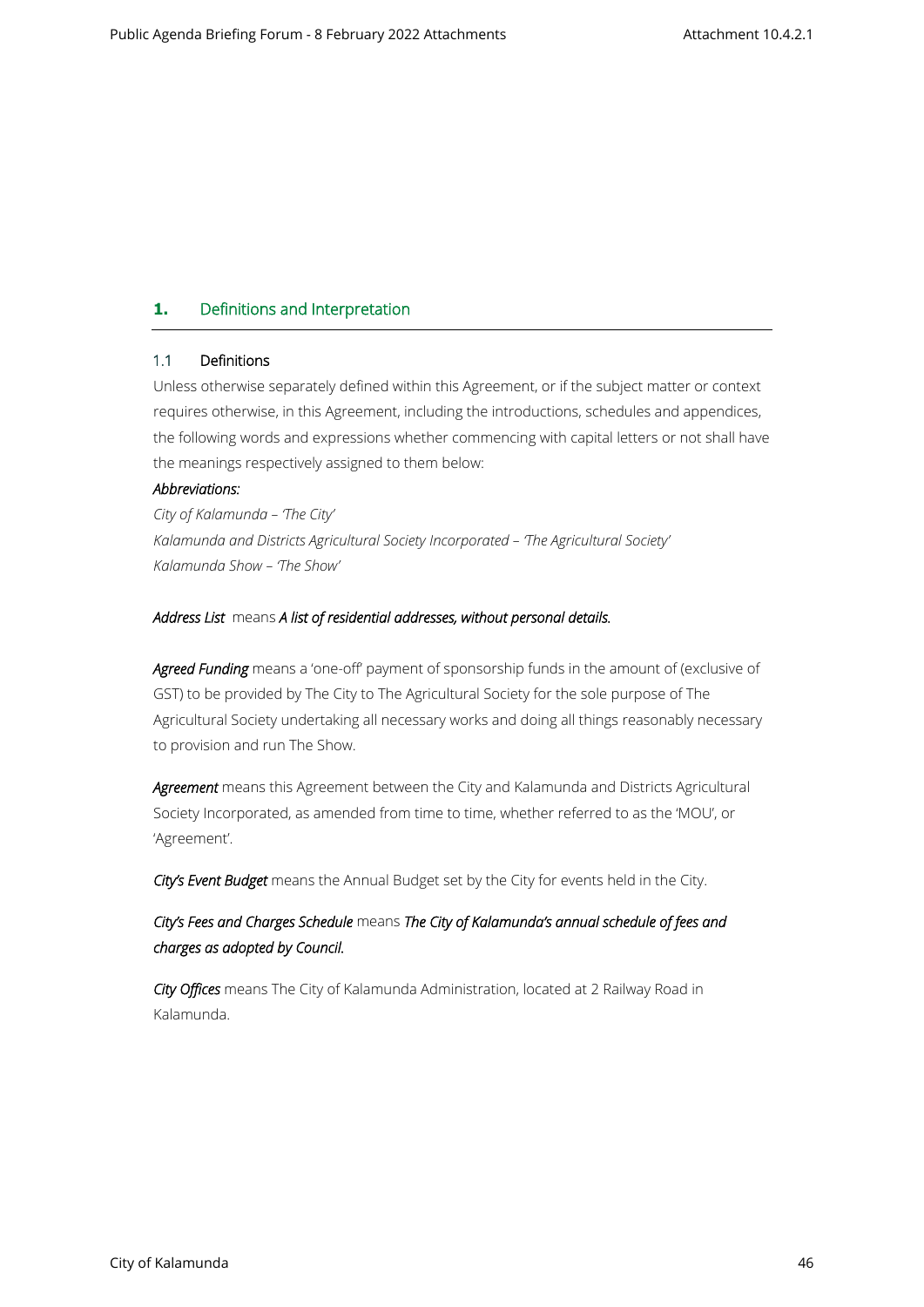## 1. Definitions and Interpretation

### 1.1 Definitions

Unless otherwise separately defined within this Agreement, or if the subject matter or context requires otherwise, in this Agreement, including the introductions, schedules and appendices, the following words and expressions whether commencing with capital letters or not shall have the meanings respectively assigned to them below:

***Abbreviations:***

*City of Kalamunda – 'The City'*

*Kalamunda and Districts Agricultural Society Incorporated – 'The Agricultural Society'*

*Kalamunda Show – 'The Show'*

*Address List* means ***A list of residential addresses, without personal details.***

***Agreed Funding*** means a 'one-off' payment of sponsorship funds in the amount of (exclusive of GST) to be provided by The City to The Agricultural Society for the sole purpose of The Agricultural Society undertaking all necessary works and doing all things reasonably necessary to provision and run The Show.

***Agreement*** means this Agreement between the City and Kalamunda and Districts Agricultural Society Incorporated, as amended from time to time, whether referred to as the 'MOU', or 'Agreement'.

***City's Event Budget*** means the Annual Budget set by the City for events held in the City.

***City's Fees and Charges Schedule*** means ***The City of Kalamunda's annual schedule of fees and charges as adopted by Council.***

***City Offices*** means The City of Kalamunda Administration, located at 2 Railway Road in Kalamunda.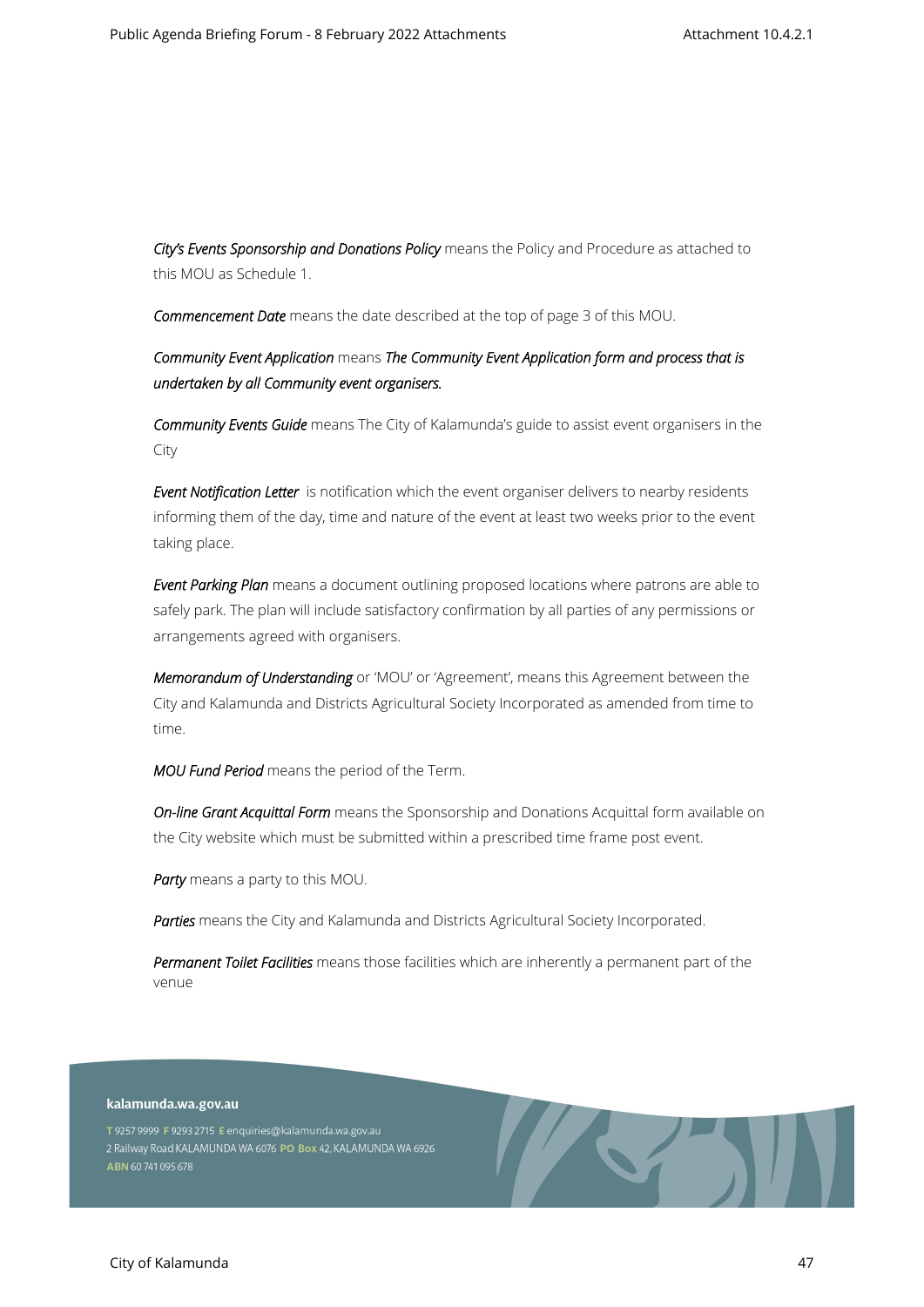***City's Events Sponsorship and Donations Policy*** means the Policy and Procedure as attached to this MOU as Schedule 1.

***Commencement Date*** means the date described at the top of page 3 of this MOU.

***Community Event Application*** means ***The Community Event Application form and process that is undertaken by all Community event organisers.***

***Community Events Guide*** means The City of Kalamunda's guide to assist event organisers in the City

***Event Notification Letter*** is notification which the event organiser delivers to nearby residents informing them of the day, time and nature of the event at least two weeks prior to the event taking place.

***Event Parking Plan*** means a document outlining proposed locations where patrons are able to safely park. The plan will include satisfactory confirmation by all parties of any permissions or arrangements agreed with organisers.

***Memorandum of Understanding*** or 'MOU' or 'Agreement', means this Agreement between the City and Kalamunda and Districts Agricultural Society Incorporated as amended from time to time.

***MOU Fund Period*** means the period of the Term.

***On-line Grant Acquittal Form*** means the Sponsorship and Donations Acquittal form available on the City website which must be submitted within a prescribed time frame post event.

***Party*** means a party to this MOU.

***Parties*** means the City and Kalamunda and Districts Agricultural Society Incorporated.

***Permanent Toilet Facilities*** means those facilities which are inherently a permanent part of the venue

**kalamunda.wa.gov.au**

T 9257 9999 F 9293 2715 E enquiries@kalamunda.wa.gov.au
2 Railway Road KALAMUNDA WA 6076 PO Box 42, KALAMUNDA WA 6926
ABN 60 741 095 678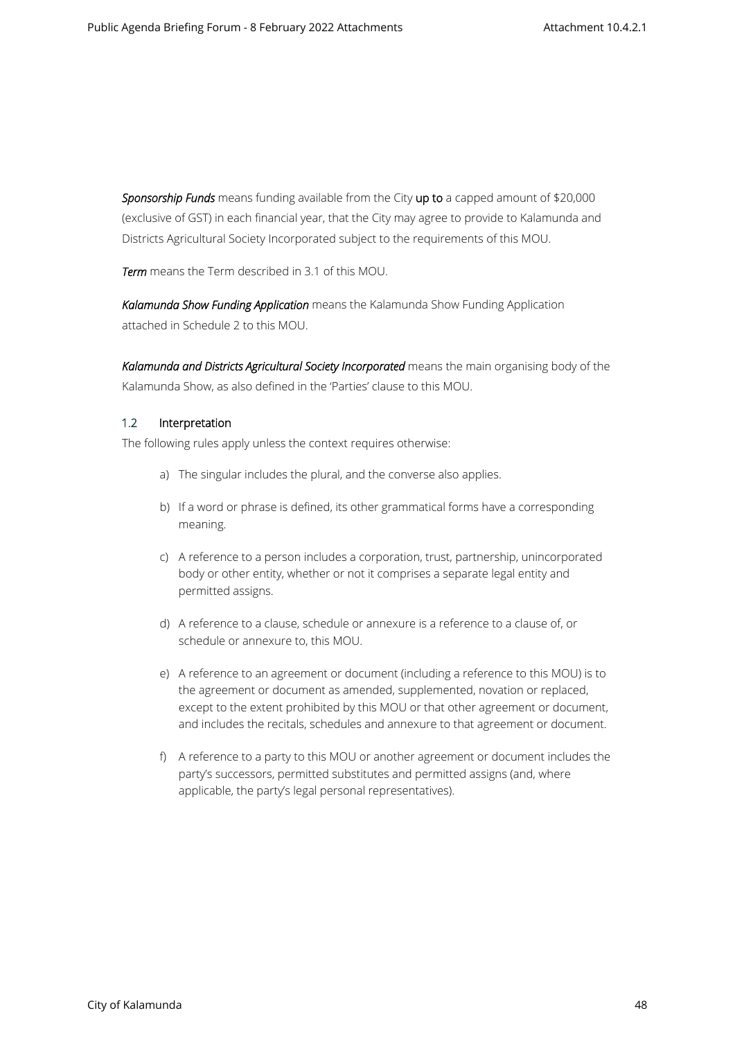***Sponsorship Funds*** means funding available from the City **up to** a capped amount of $20,000 (exclusive of GST) in each financial year, that the City may agree to provide to Kalamunda and Districts Agricultural Society Incorporated subject to the requirements of this MOU.

***Term*** means the Term described in 3.1 of this MOU.

***Kalamunda Show Funding Application*** means the Kalamunda Show Funding Application attached in Schedule 2 to this MOU.

***Kalamunda and Districts Agricultural Society Incorporated*** means the main organising body of the Kalamunda Show, as also defined in the 'Parties' clause to this MOU.

### 1.2 Interpretation

The following rules apply unless the context requires otherwise:

a) The singular includes the plural, and the converse also applies.

b) If a word or phrase is defined, its other grammatical forms have a corresponding meaning.

c) A reference to a person includes a corporation, trust, partnership, unincorporated body or other entity, whether or not it comprises a separate legal entity and permitted assigns.

d) A reference to a clause, schedule or annexure is a reference to a clause of, or schedule or annexure to, this MOU.

e) A reference to an agreement or document (including a reference to this MOU) is to the agreement or document as amended, supplemented, novation or replaced, except to the extent prohibited by this MOU or that other agreement or document, and includes the recitals, schedules and annexure to that agreement or document.

f) A reference to a party to this MOU or another agreement or document includes the party's successors, permitted substitutes and permitted assigns (and, where applicable, the party's legal personal representatives).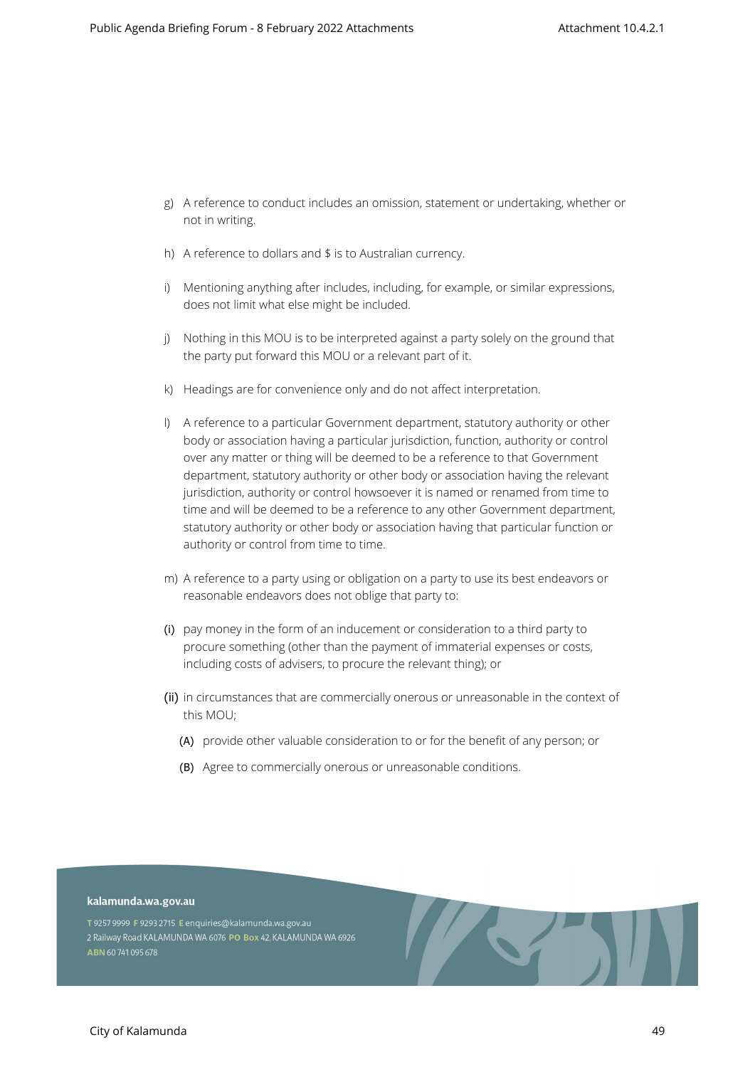g) A reference to conduct includes an omission, statement or undertaking, whether or not in writing.

h) A reference to dollars and $ is to Australian currency.

i) Mentioning anything after includes, including, for example, or similar expressions, does not limit what else might be included.

j) Nothing in this MOU is to be interpreted against a party solely on the ground that the party put forward this MOU or a relevant part of it.

k) Headings are for convenience only and do not affect interpretation.

l) A reference to a particular Government department, statutory authority or other body or association having a particular jurisdiction, function, authority or control over any matter or thing will be deemed to be a reference to that Government department, statutory authority or other body or association having the relevant jurisdiction, authority or control howsoever it is named or renamed from time to time and will be deemed to be a reference to any other Government department, statutory authority or other body or association having that particular function or authority or control from time to time.

m) A reference to a party using or obligation on a party to use its best endeavors or reasonable endeavors does not oblige that party to:

(i) pay money in the form of an inducement or consideration to a third party to procure something (other than the payment of immaterial expenses or costs, including costs of advisers, to procure the relevant thing); or

(ii) in circumstances that are commercially onerous or unreasonable in the context of this MOU;

   (A) provide other valuable consideration to or for the benefit of any person; or

   (B) Agree to commercially onerous or unreasonable conditions.

**kalamunda.wa.gov.au**

T 9257 9999 F 9293 2715 E enquiries@kalamunda.wa.gov.au
2 Railway Road KALAMUNDA WA 6076 PO Box 42, KALAMUNDA WA 6926
ABN 60 741 095 678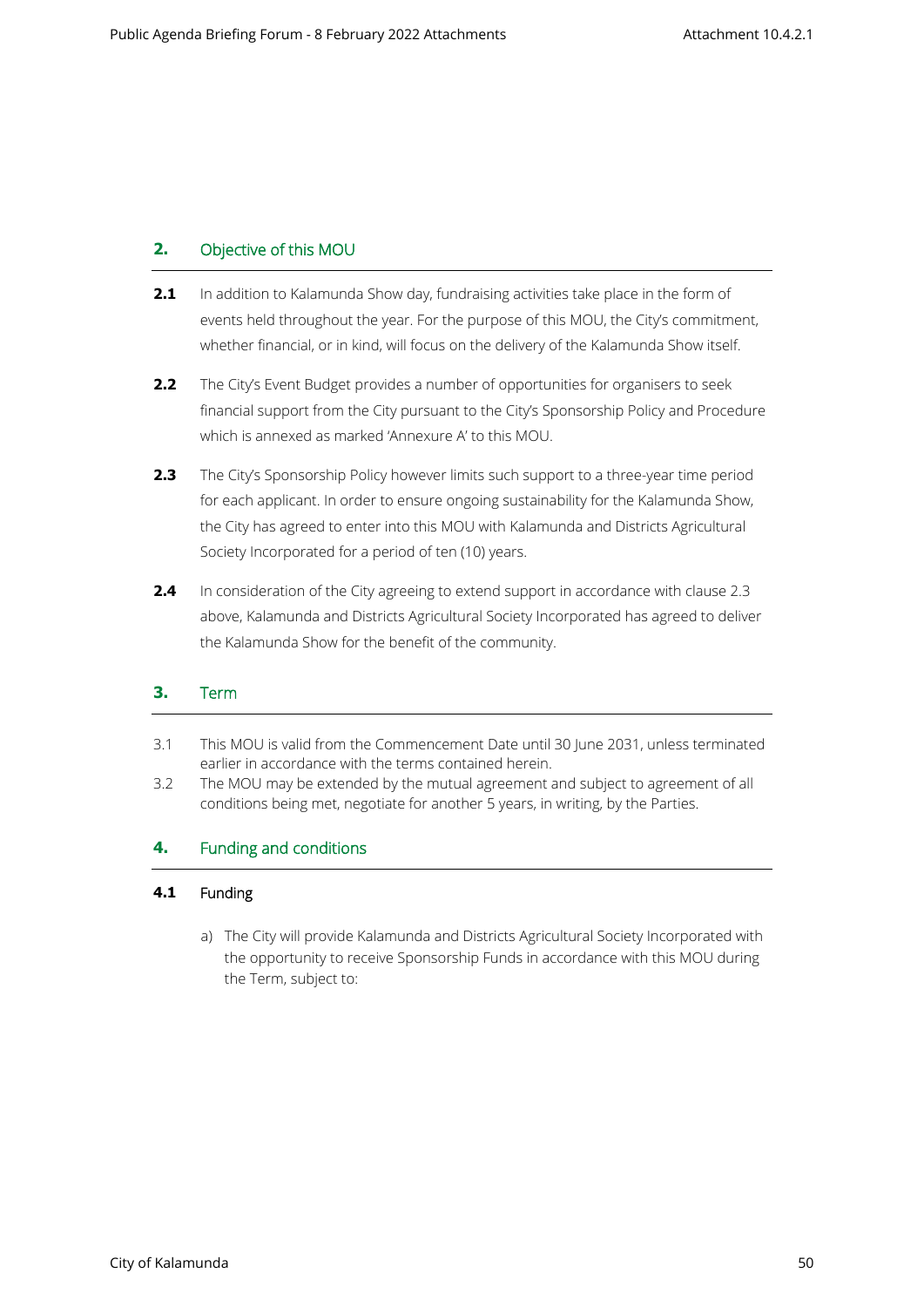## 2. Objective of this MOU

**2.1** In addition to Kalamunda Show day, fundraising activities take place in the form of events held throughout the year. For the purpose of this MOU, the City's commitment, whether financial, or in kind, will focus on the delivery of the Kalamunda Show itself.

**2.2** The City's Event Budget provides a number of opportunities for organisers to seek financial support from the City pursuant to the City's Sponsorship Policy and Procedure which is annexed as marked 'Annexure A' to this MOU.

**2.3** The City's Sponsorship Policy however limits such support to a three-year time period for each applicant. In order to ensure ongoing sustainability for the Kalamunda Show, the City has agreed to enter into this MOU with Kalamunda and Districts Agricultural Society Incorporated for a period of ten (10) years.

**2.4** In consideration of the City agreeing to extend support in accordance with clause 2.3 above, Kalamunda and Districts Agricultural Society Incorporated has agreed to deliver the Kalamunda Show for the benefit of the community.

## 3. Term

3.1 This MOU is valid from the Commencement Date until 30 June 2031, unless terminated earlier in accordance with the terms contained herein.

3.2 The MOU may be extended by the mutual agreement and subject to agreement of all conditions being met, negotiate for another 5 years, in writing, by the Parties.

## 4. Funding and conditions

### 4.1 Funding

a) The City will provide Kalamunda and Districts Agricultural Society Incorporated with the opportunity to receive Sponsorship Funds in accordance with this MOU during the Term, subject to: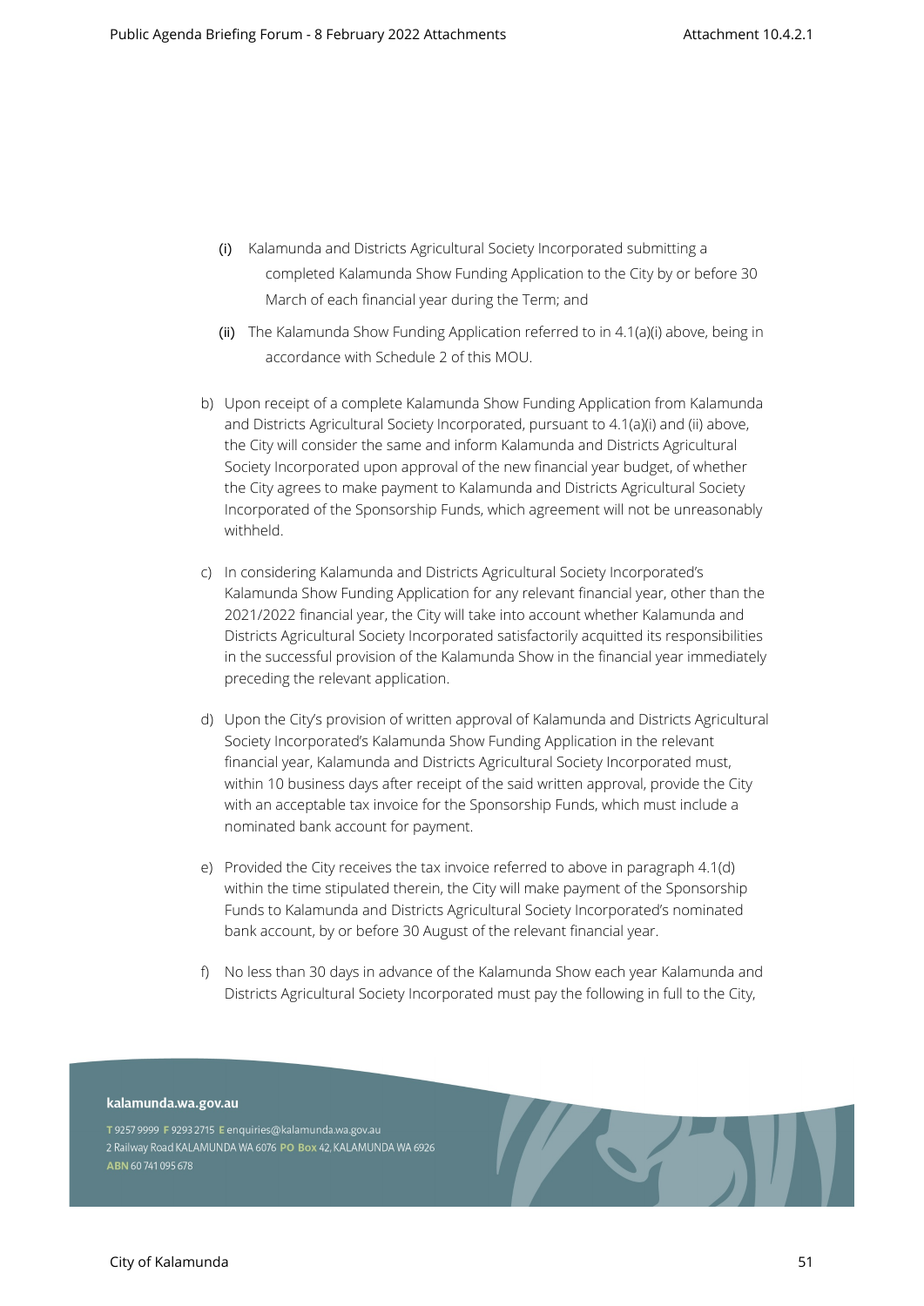(i) Kalamunda and Districts Agricultural Society Incorporated submitting a completed Kalamunda Show Funding Application to the City by or before 30 March of each financial year during the Term; and

(ii) The Kalamunda Show Funding Application referred to in 4.1(a)(i) above, being in accordance with Schedule 2 of this MOU.

b) Upon receipt of a complete Kalamunda Show Funding Application from Kalamunda and Districts Agricultural Society Incorporated, pursuant to 4.1(a)(i) and (ii) above, the City will consider the same and inform Kalamunda and Districts Agricultural Society Incorporated upon approval of the new financial year budget, of whether the City agrees to make payment to Kalamunda and Districts Agricultural Society Incorporated of the Sponsorship Funds, which agreement will not be unreasonably withheld.

c) In considering Kalamunda and Districts Agricultural Society Incorporated's Kalamunda Show Funding Application for any relevant financial year, other than the 2021/2022 financial year, the City will take into account whether Kalamunda and Districts Agricultural Society Incorporated satisfactorily acquitted its responsibilities in the successful provision of the Kalamunda Show in the financial year immediately preceding the relevant application.

d) Upon the City's provision of written approval of Kalamunda and Districts Agricultural Society Incorporated's Kalamunda Show Funding Application in the relevant financial year, Kalamunda and Districts Agricultural Society Incorporated must, within 10 business days after receipt of the said written approval, provide the City with an acceptable tax invoice for the Sponsorship Funds, which must include a nominated bank account for payment.

e) Provided the City receives the tax invoice referred to above in paragraph 4.1(d) within the time stipulated therein, the City will make payment of the Sponsorship Funds to Kalamunda and Districts Agricultural Society Incorporated's nominated bank account, by or before 30 August of the relevant financial year.

f) No less than 30 days in advance of the Kalamunda Show each year Kalamunda and Districts Agricultural Society Incorporated must pay the following in full to the City,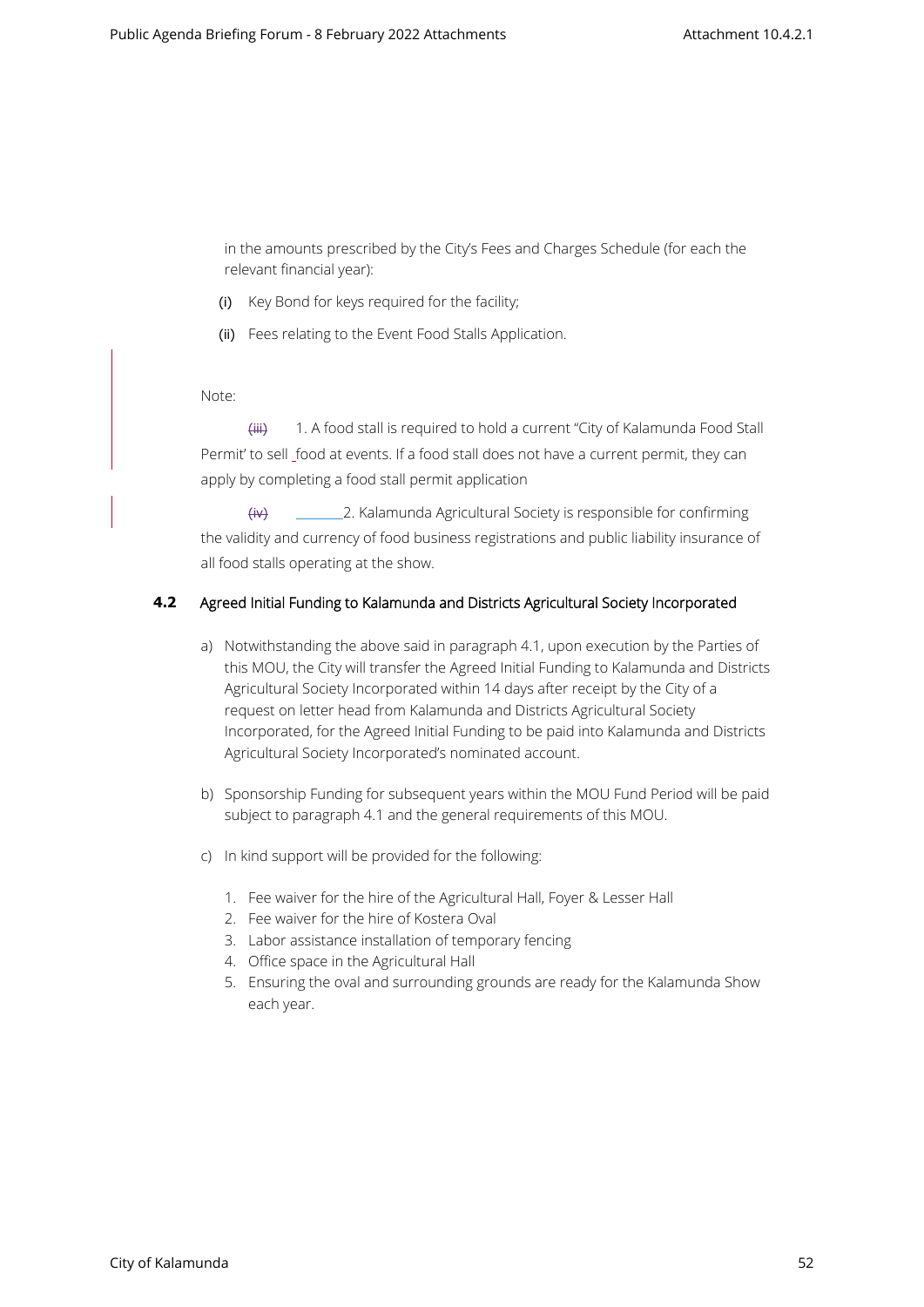in the amounts prescribed by the City's Fees and Charges Schedule (for each the relevant financial year):

(i) Key Bond for keys required for the facility;

(ii) Fees relating to the Event Food Stalls Application.

Note:

~~(iii)~~ 1. A food stall is required to hold a current "City of Kalamunda Food Stall Permit' to sell food at events. If a food stall does not have a current permit, they can apply by completing a food stall permit application

~~(iv)~~ 2. Kalamunda Agricultural Society is responsible for confirming the validity and currency of food business registrations and public liability insurance of all food stalls operating at the show.

**4.2** Agreed Initial Funding to Kalamunda and Districts Agricultural Society Incorporated

a) Notwithstanding the above said in paragraph 4.1, upon execution by the Parties of this MOU, the City will transfer the Agreed Initial Funding to Kalamunda and Districts Agricultural Society Incorporated within 14 days after receipt by the City of a request on letter head from Kalamunda and Districts Agricultural Society Incorporated, for the Agreed Initial Funding to be paid into Kalamunda and Districts Agricultural Society Incorporated's nominated account.

b) Sponsorship Funding for subsequent years within the MOU Fund Period will be paid subject to paragraph 4.1 and the general requirements of this MOU.

c) In kind support will be provided for the following:

1. Fee waiver for the hire of the Agricultural Hall, Foyer & Lesser Hall
2. Fee waiver for the hire of Kostera Oval
3. Labor assistance installation of temporary fencing
4. Office space in the Agricultural Hall
5. Ensuring the oval and surrounding grounds are ready for the Kalamunda Show each year.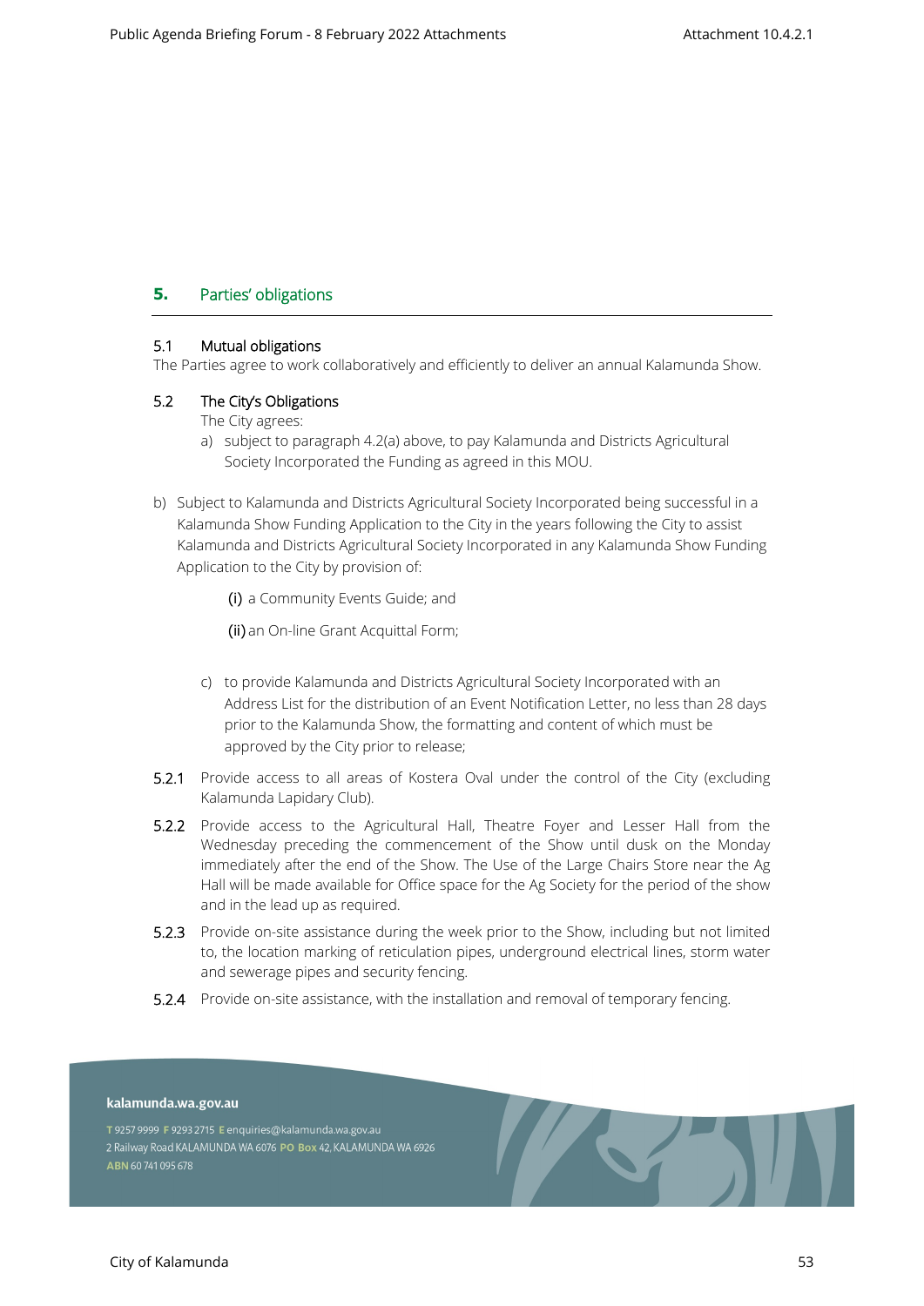## 5. Parties' obligations

### 5.1 Mutual obligations

The Parties agree to work collaboratively and efficiently to deliver an annual Kalamunda Show.

### 5.2 The City's Obligations

The City agrees:

a) subject to paragraph 4.2(a) above, to pay Kalamunda and Districts Agricultural Society Incorporated the Funding as agreed in this MOU.

b) Subject to Kalamunda and Districts Agricultural Society Incorporated being successful in a Kalamunda Show Funding Application to the City in the years following the City to assist Kalamunda and Districts Agricultural Society Incorporated in any Kalamunda Show Funding Application to the City by provision of:

   (i) a Community Events Guide; and

   (ii) an On-line Grant Acquittal Form;

c) to provide Kalamunda and Districts Agricultural Society Incorporated with an Address List for the distribution of an Event Notification Letter, no less than 28 days prior to the Kalamunda Show, the formatting and content of which must be approved by the City prior to release;

**5.2.1** Provide access to all areas of Kostera Oval under the control of the City (excluding Kalamunda Lapidary Club).

**5.2.2** Provide access to the Agricultural Hall, Theatre Foyer and Lesser Hall from the Wednesday preceding the commencement of the Show until dusk on the Monday immediately after the end of the Show. The Use of the Large Chairs Store near the Ag Hall will be made available for Office space for the Ag Society for the period of the show and in the lead up as required.

**5.2.3** Provide on-site assistance during the week prior to the Show, including but not limited to, the location marking of reticulation pipes, underground electrical lines, storm water and sewerage pipes and security fencing.

**5.2.4** Provide on-site assistance, with the installation and removal of temporary fencing.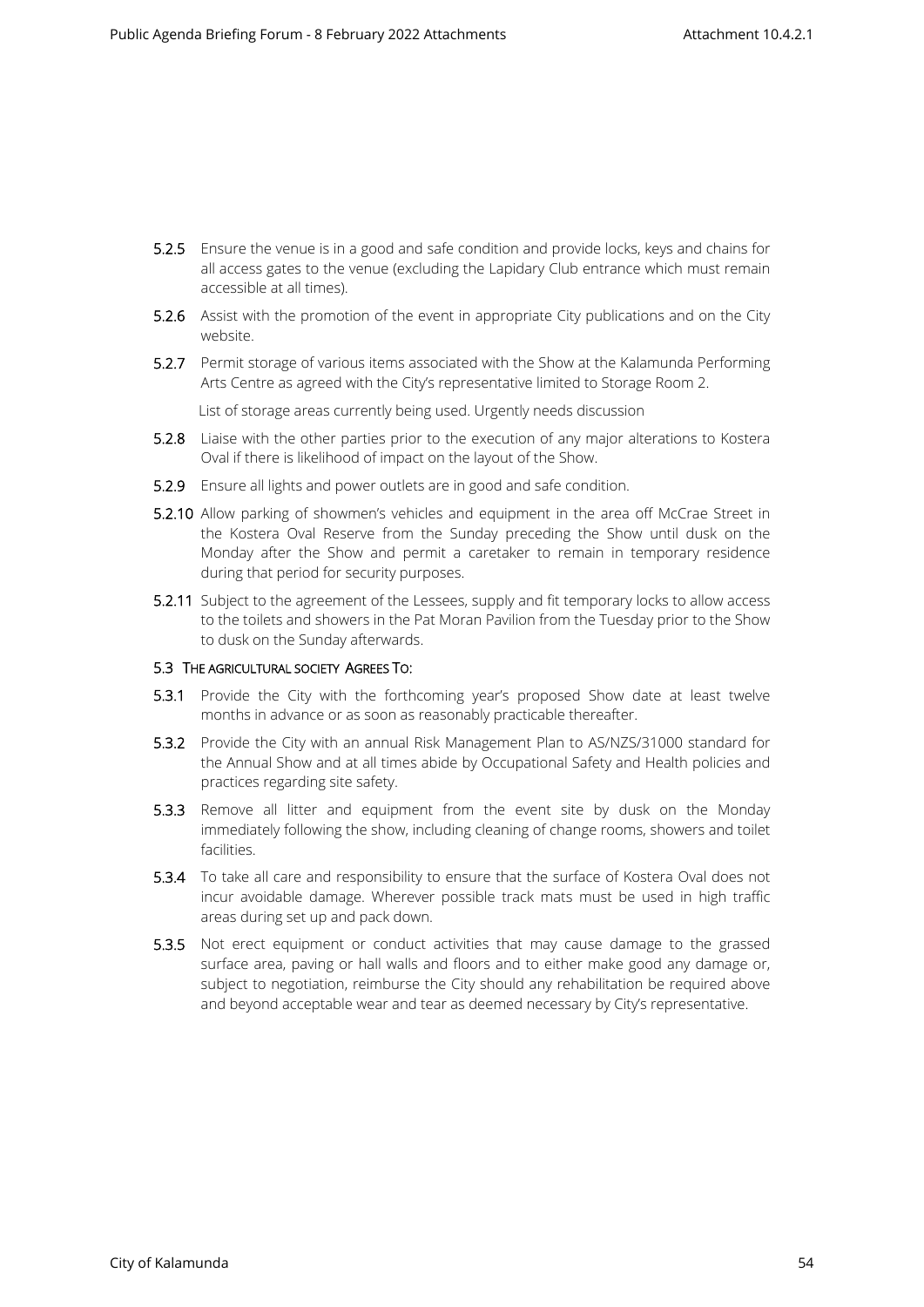**5.2.5** Ensure the venue is in a good and safe condition and provide locks, keys and chains for all access gates to the venue (excluding the Lapidary Club entrance which must remain accessible at all times).

**5.2.6** Assist with the promotion of the event in appropriate City publications and on the City website.

**5.2.7** Permit storage of various items associated with the Show at the Kalamunda Performing Arts Centre as agreed with the City's representative limited to Storage Room 2.

List of storage areas currently being used. Urgently needs discussion

**5.2.8** Liaise with the other parties prior to the execution of any major alterations to Kostera Oval if there is likelihood of impact on the layout of the Show.

**5.2.9** Ensure all lights and power outlets are in good and safe condition.

**5.2.10** Allow parking of showmen's vehicles and equipment in the area off McCrae Street in the Kostera Oval Reserve from the Sunday preceding the Show until dusk on the Monday after the Show and permit a caretaker to remain in temporary residence during that period for security purposes.

**5.2.11** Subject to the agreement of the Lessees, supply and fit temporary locks to allow access to the toilets and showers in the Pat Moran Pavilion from the Tuesday prior to the Show to dusk on the Sunday afterwards.

### 5.3 The Agricultural Society Agrees To:

**5.3.1** Provide the City with the forthcoming year's proposed Show date at least twelve months in advance or as soon as reasonably practicable thereafter.

**5.3.2** Provide the City with an annual Risk Management Plan to AS/NZS/31000 standard for the Annual Show and at all times abide by Occupational Safety and Health policies and practices regarding site safety.

**5.3.3** Remove all litter and equipment from the event site by dusk on the Monday immediately following the show, including cleaning of change rooms, showers and toilet facilities.

**5.3.4** To take all care and responsibility to ensure that the surface of Kostera Oval does not incur avoidable damage. Wherever possible track mats must be used in high traffic areas during set up and pack down.

**5.3.5** Not erect equipment or conduct activities that may cause damage to the grassed surface area, paving or hall walls and floors and to either make good any damage or, subject to negotiation, reimburse the City should any rehabilitation be required above and beyond acceptable wear and tear as deemed necessary by City's representative.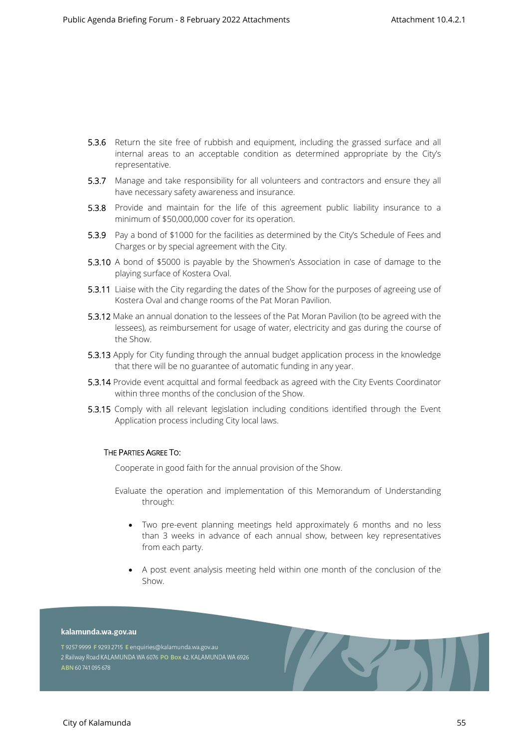- **5.3.6** Return the site free of rubbish and equipment, including the grassed surface and all internal areas to an acceptable condition as determined appropriate by the City's representative.
- **5.3.7** Manage and take responsibility for all volunteers and contractors and ensure they all have necessary safety awareness and insurance.
- **5.3.8** Provide and maintain for the life of this agreement public liability insurance to a minimum of $50,000,000 cover for its operation.
- **5.3.9** Pay a bond of $1000 for the facilities as determined by the City's Schedule of Fees and Charges or by special agreement with the City.
- **5.3.10** A bond of $5000 is payable by the Showmen's Association in case of damage to the playing surface of Kostera Oval.
- **5.3.11** Liaise with the City regarding the dates of the Show for the purposes of agreeing use of Kostera Oval and change rooms of the Pat Moran Pavilion.
- **5.3.12** Make an annual donation to the lessees of the Pat Moran Pavilion (to be agreed with the lessees), as reimbursement for usage of water, electricity and gas during the course of the Show.
- **5.3.13** Apply for City funding through the annual budget application process in the knowledge that there will be no guarantee of automatic funding in any year.
- **5.3.14** Provide event acquittal and formal feedback as agreed with the City Events Coordinator within three months of the conclusion of the Show.
- **5.3.15** Comply with all relevant legislation including conditions identified through the Event Application process including City local laws.

THE PARTIES AGREE TO:

Cooperate in good faith for the annual provision of the Show.

Evaluate the operation and implementation of this Memorandum of Understanding through:

- Two pre-event planning meetings held approximately 6 months and no less than 3 weeks in advance of each annual show, between key representatives from each party.
- A post event analysis meeting held within one month of the conclusion of the Show.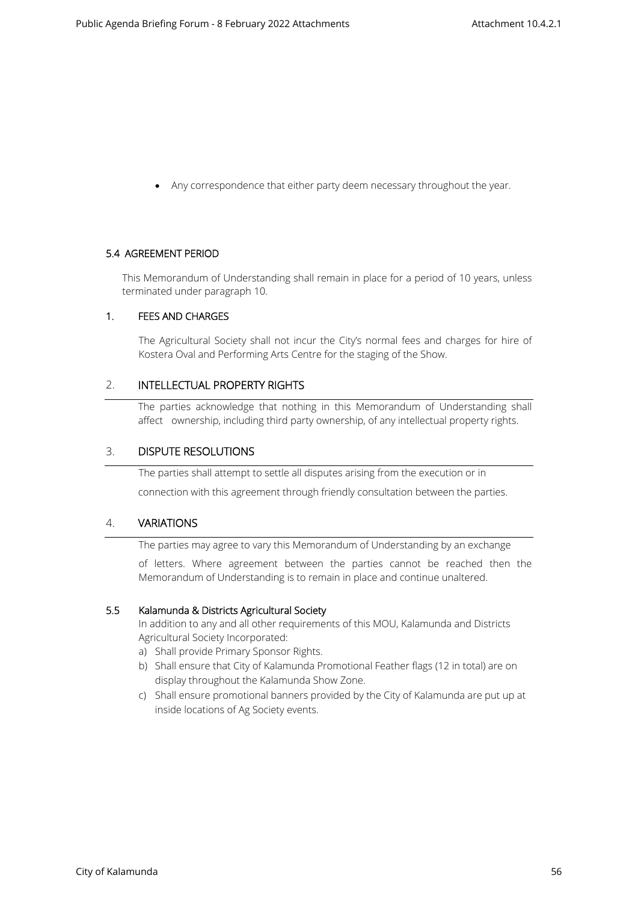- Any correspondence that either party deem necessary throughout the year.

### 5.4 AGREEMENT PERIOD

This Memorandum of Understanding shall remain in place for a period of 10 years, unless terminated under paragraph 10.

### 1. FEES AND CHARGES

The Agricultural Society shall not incur the City's normal fees and charges for hire of Kostera Oval and Performing Arts Centre for the staging of the Show.

### 2. INTELLECTUAL PROPERTY RIGHTS

The parties acknowledge that nothing in this Memorandum of Understanding shall affect ownership, including third party ownership, of any intellectual property rights.

### 3. DISPUTE RESOLUTIONS

The parties shall attempt to settle all disputes arising from the execution or in connection with this agreement through friendly consultation between the parties.

### 4. VARIATIONS

The parties may agree to vary this Memorandum of Understanding by an exchange of letters. Where agreement between the parties cannot be reached then the Memorandum of Understanding is to remain in place and continue unaltered.

### 5.5 Kalamunda & Districts Agricultural Society

In addition to any and all other requirements of this MOU, Kalamunda and Districts Agricultural Society Incorporated:

a) Shall provide Primary Sponsor Rights.
b) Shall ensure that City of Kalamunda Promotional Feather flags (12 in total) are on display throughout the Kalamunda Show Zone.
c) Shall ensure promotional banners provided by the City of Kalamunda are put up at inside locations of Ag Society events.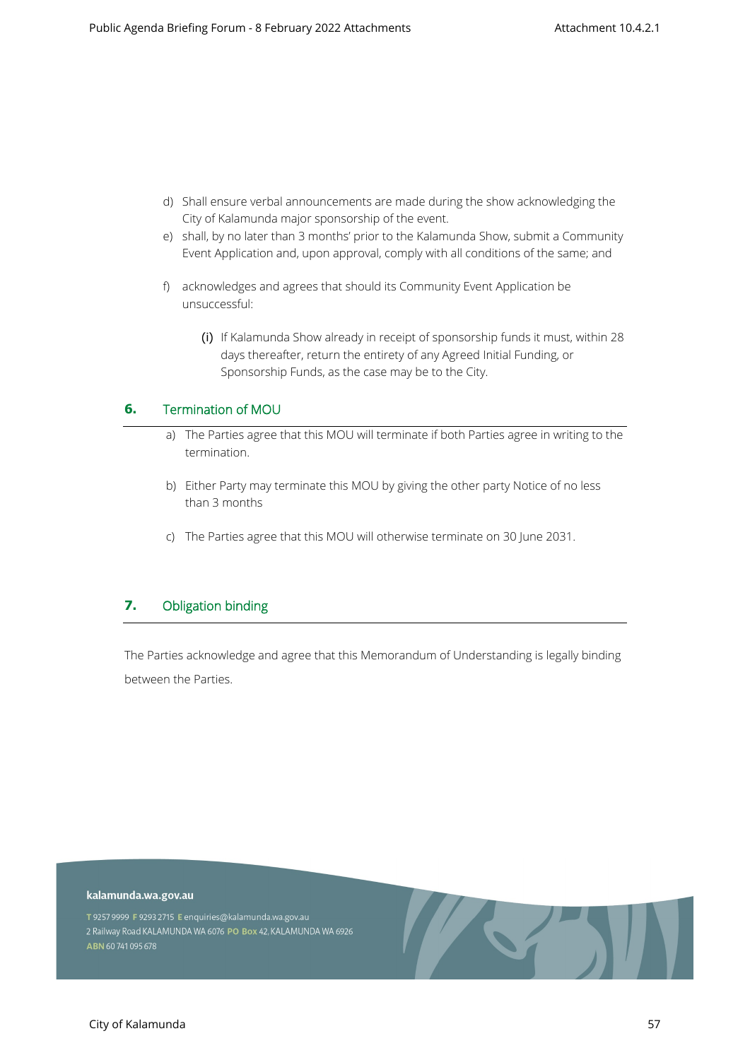d) Shall ensure verbal announcements are made during the show acknowledging the City of Kalamunda major sponsorship of the event.

e) shall, by no later than 3 months' prior to the Kalamunda Show, submit a Community Event Application and, upon approval, comply with all conditions of the same; and

f) acknowledges and agrees that should its Community Event Application be unsuccessful:

   (i) If Kalamunda Show already in receipt of sponsorship funds it must, within 28 days thereafter, return the entirety of any Agreed Initial Funding, or Sponsorship Funds, as the case may be to the City.

## 6. Termination of MOU

a) The Parties agree that this MOU will terminate if both Parties agree in writing to the termination.

b) Either Party may terminate this MOU by giving the other party Notice of no less than 3 months

c) The Parties agree that this MOU will otherwise terminate on 30 June 2031.

## 7. Obligation binding

The Parties acknowledge and agree that this Memorandum of Understanding is legally binding between the Parties.

**kalamunda.wa.gov.au**

T 9257 9999 F 9293 2715 E enquiries@kalamunda.wa.gov.au
2 Railway Road KALAMUNDA WA 6076 PO Box 42, KALAMUNDA WA 6926
ABN 60 741 095 678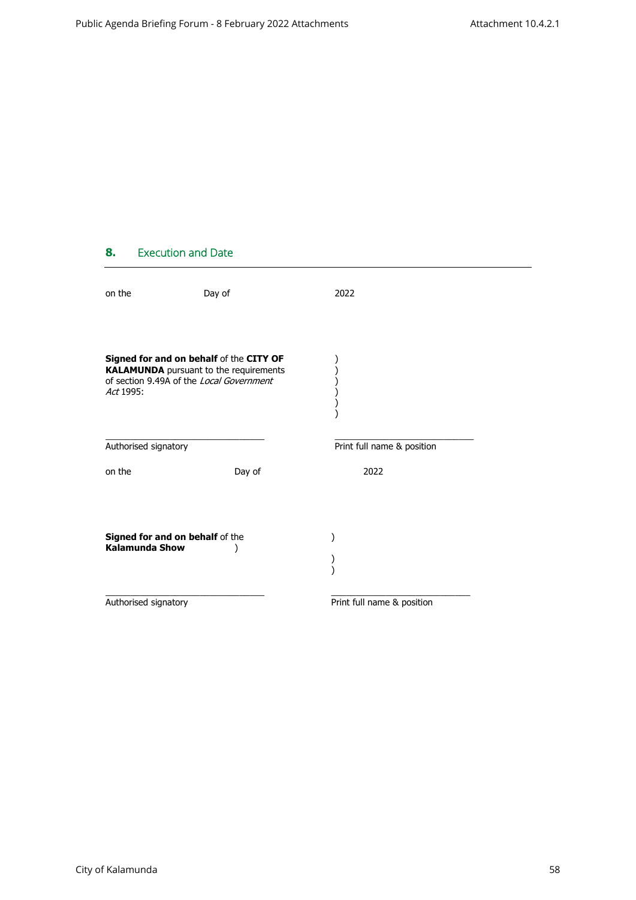## 8. Execution and Date

on the Day of 2022

**Signed for and on behalf** of the **CITY OF KALAMUNDA** pursuant to the requirements of section 9.49A of the *Local Government Act* 1995: )
)
)
)
)
)

\_\_\_\_\_\_\_\_\_\_\_\_\_\_\_\_\_\_\_\_\_\_\_\_\_\_\_\_\_\_ \_\_\_\_\_\_\_\_\_\_\_\_\_\_\_\_\_\_\_\_\_\_\_\_\_\_\_\_\_\_

Authorised signatory Print full name & position

on the Day of 2022

**Signed for and on behalf** of the **Kalamunda Show** )
)
)
)

\_\_\_\_\_\_\_\_\_\_\_\_\_\_\_\_\_\_\_\_\_\_\_\_\_\_\_\_\_\_ \_\_\_\_\_\_\_\_\_\_\_\_\_\_\_\_\_\_\_\_\_\_\_\_\_\_\_\_\_\_

Authorised signatory Print full name & position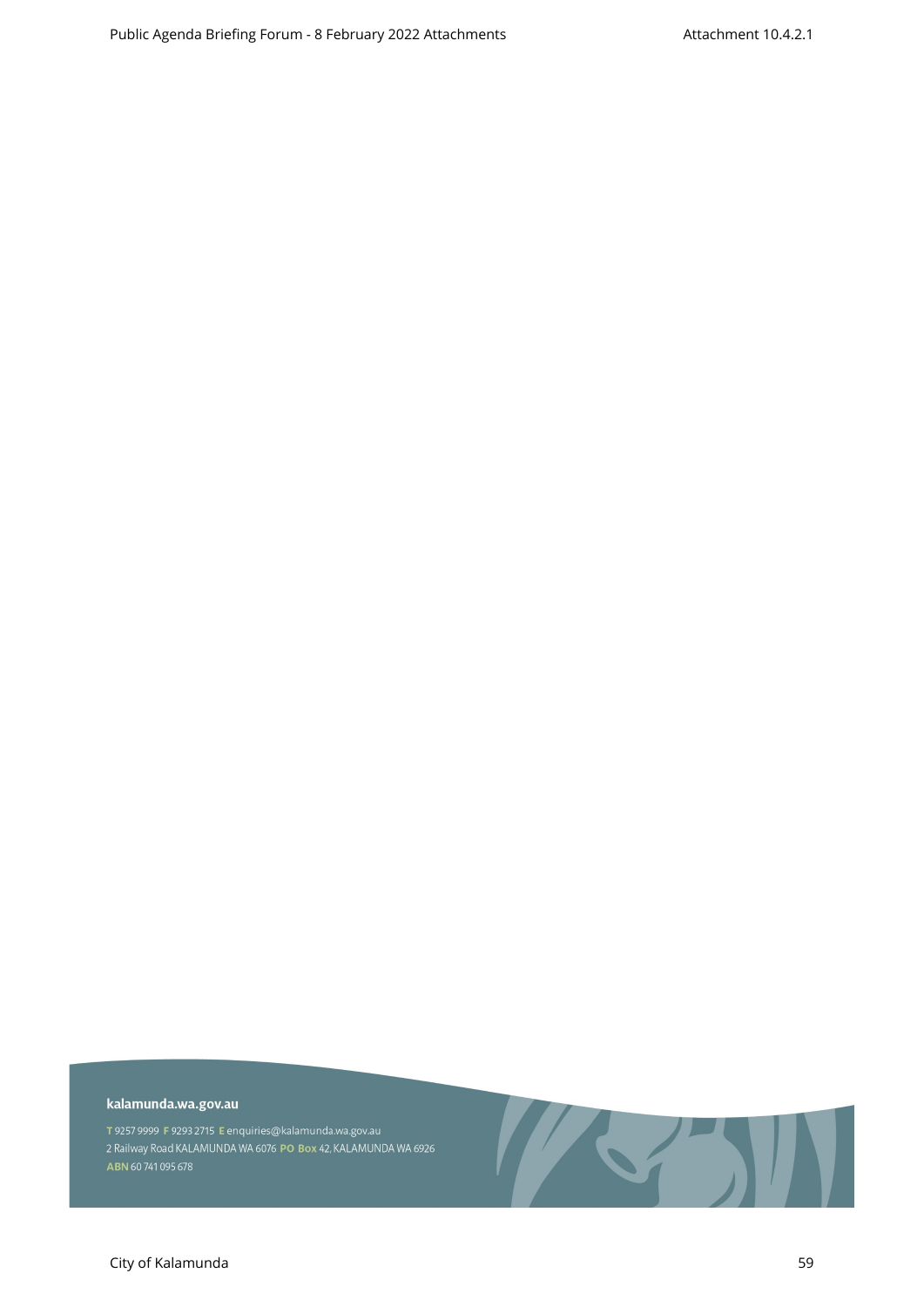**kalamunda.wa.gov.au**

**T** 9257 9999 **F** 9293 2715 **E** enquiries@kalamunda.wa.gov.au
2 Railway Road KALAMUNDA WA 6076 **PO Box** 42, KALAMUNDA WA 6926
**ABN** 60 741 095 678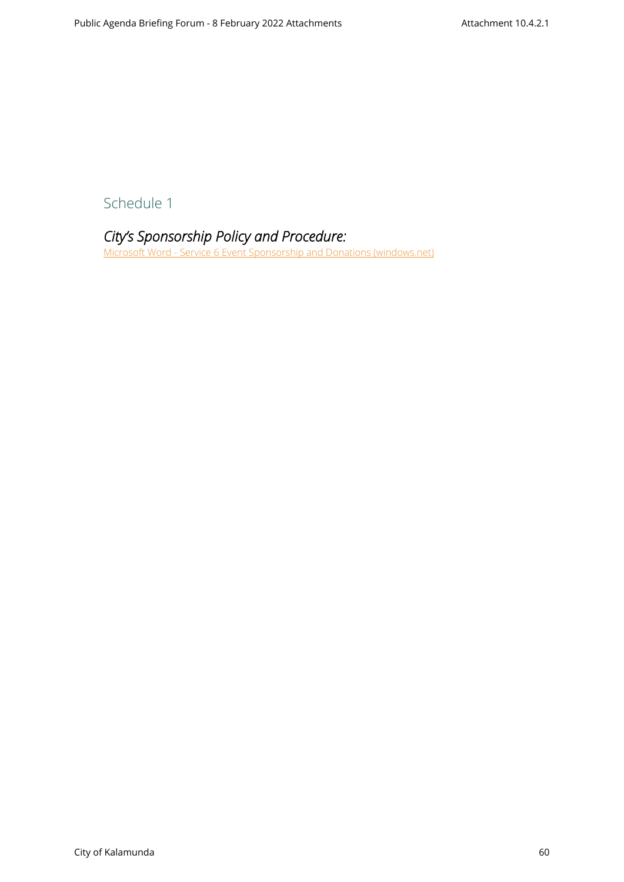## Schedule 1

### *City's Sponsorship Policy and Procedure:*

Microsoft Word - Service 6 Event Sponsorship and Donations (windows.net)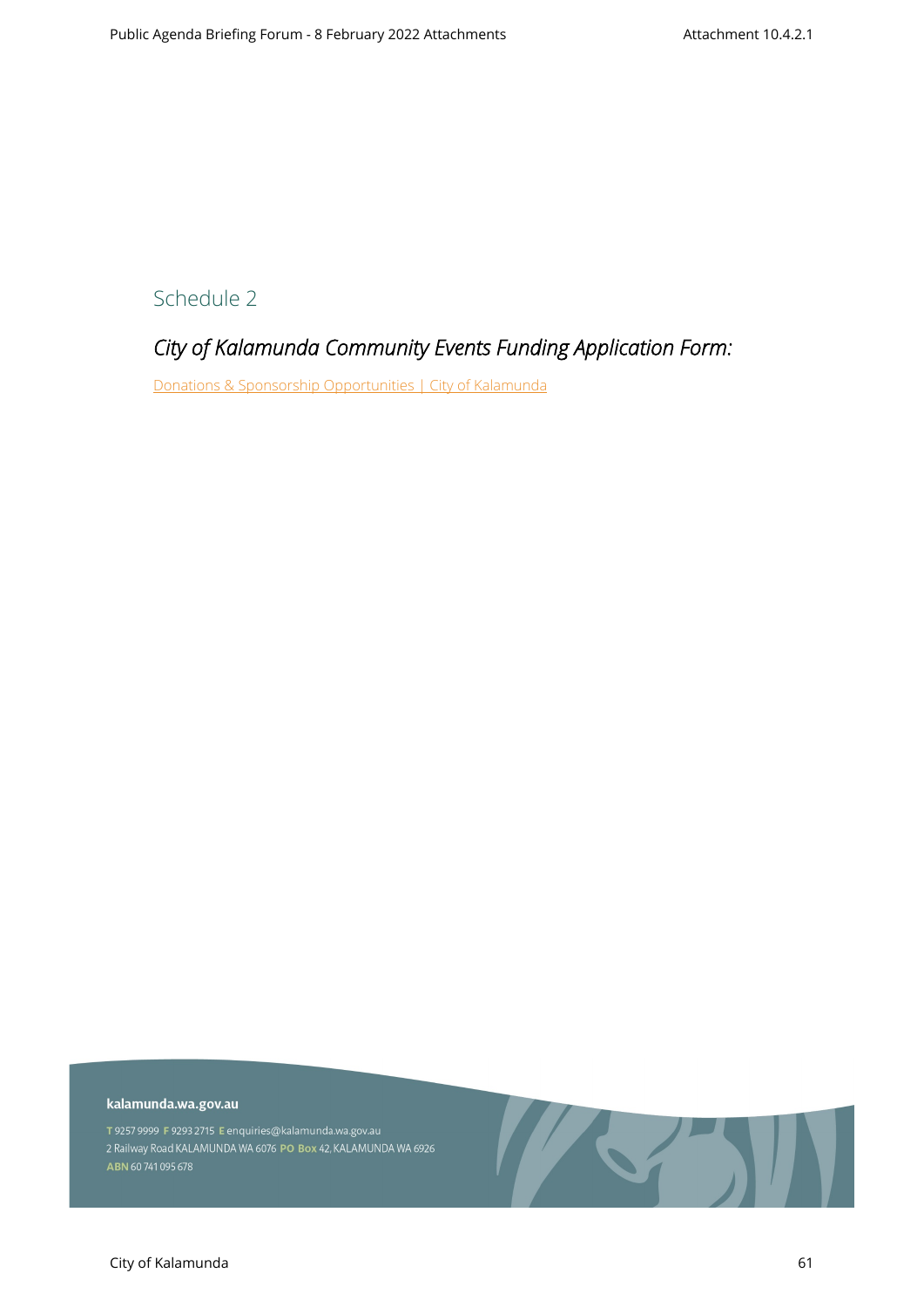## Schedule 2

### *City of Kalamunda Community Events Funding Application Form:*

Donations & Sponsorship Opportunities | City of Kalamunda

**kalamunda.wa.gov.au**

T 9257 9999 F 9293 2715 E enquiries@kalamunda.wa.gov.au
2 Railway Road KALAMUNDA WA 6076 PO Box 42, KALAMUNDA WA 6926
ABN 60 741 095 678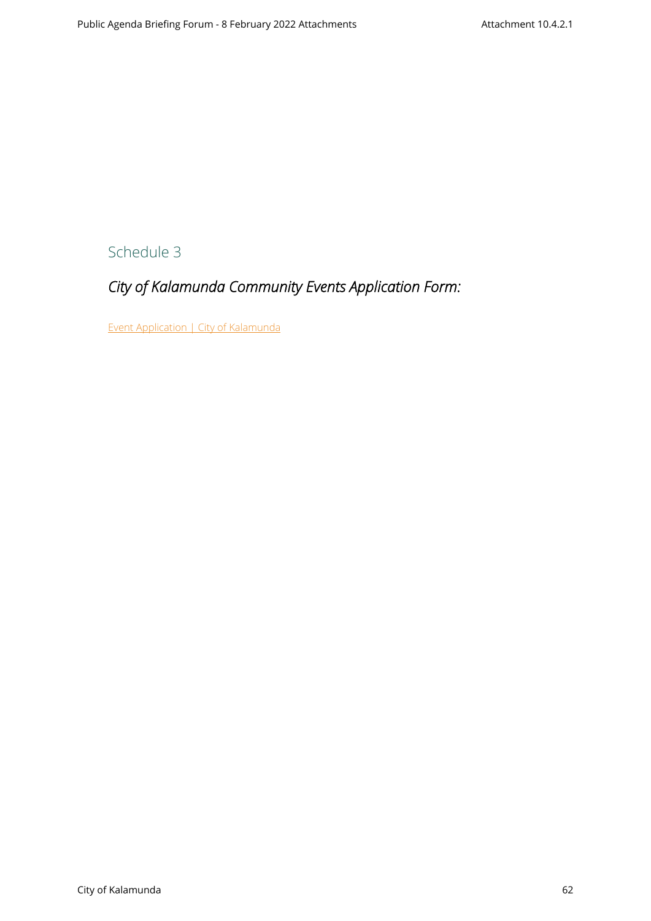## Schedule 3

### *City of Kalamunda Community Events Application Form:*

Event Application | City of Kalamunda